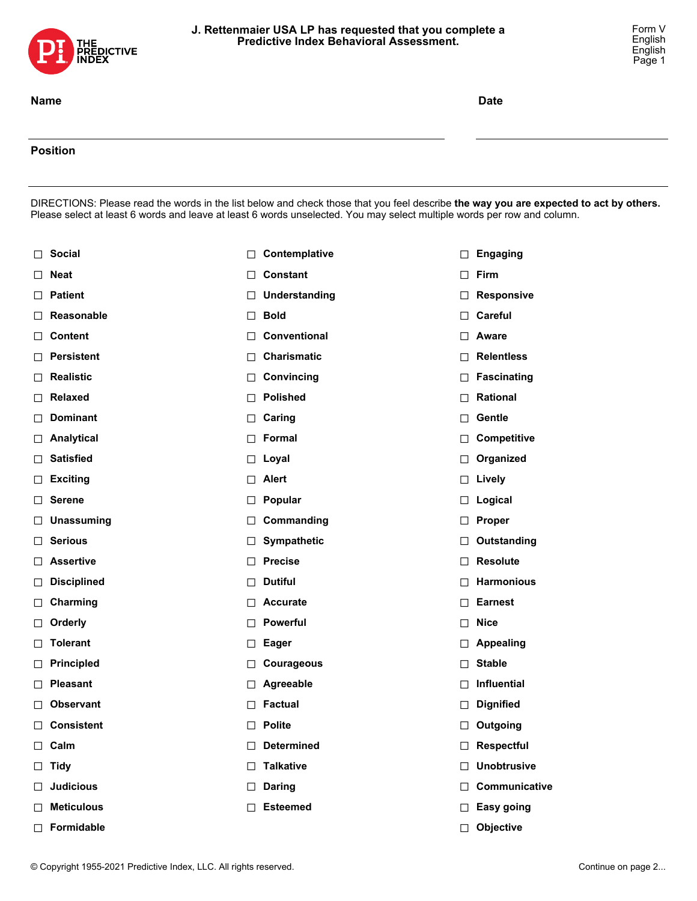THE PREDICTIVE INDEX

**J. Rettenmaier USA LP has requested that you complete a Predictive Index Behavioral Assessment.**

Form V
English
English
Page 1

**Name** ____________________ **Date** ____________________

**Position** ____________________

DIRECTIONS: Please read the words in the list below and check those that you feel describe **the way you are expected to act by others.** Please select at least 6 words and leave at least 6 words unselected. You may select multiple words per row and column.

| | | |
|---|---|---|
| ☐ **Social** | ☐ **Contemplative** | ☐ **Engaging** |
| ☐ **Neat** | ☐ **Constant** | ☐ **Firm** |
| ☐ **Patient** | ☐ **Understanding** | ☐ **Responsive** |
| ☐ **Reasonable** | ☐ **Bold** | ☐ **Careful** |
| ☐ **Content** | ☐ **Conventional** | ☐ **Aware** |
| ☐ **Persistent** | ☐ **Charismatic** | ☐ **Relentless** |
| ☐ **Realistic** | ☐ **Convincing** | ☐ **Fascinating** |
| ☐ **Relaxed** | ☐ **Polished** | ☐ **Rational** |
| ☐ **Dominant** | ☐ **Caring** | ☐ **Gentle** |
| ☐ **Analytical** | ☐ **Formal** | ☐ **Competitive** |
| ☐ **Satisfied** | ☐ **Loyal** | ☐ **Organized** |
| ☐ **Exciting** | ☐ **Alert** | ☐ **Lively** |
| ☐ **Serene** | ☐ **Popular** | ☐ **Logical** |
| ☐ **Unassuming** | ☐ **Commanding** | ☐ **Proper** |
| ☐ **Serious** | ☐ **Sympathetic** | ☐ **Outstanding** |
| ☐ **Assertive** | ☐ **Precise** | ☐ **Resolute** |
| ☐ **Disciplined** | ☐ **Dutiful** | ☐ **Harmonious** |
| ☐ **Charming** | ☐ **Accurate** | ☐ **Earnest** |
| ☐ **Orderly** | ☐ **Powerful** | ☐ **Nice** |
| ☐ **Tolerant** | ☐ **Eager** | ☐ **Appealing** |
| ☐ **Principled** | ☐ **Courageous** | ☐ **Stable** |
| ☐ **Pleasant** | ☐ **Agreeable** | ☐ **Influential** |
| ☐ **Observant** | ☐ **Factual** | ☐ **Dignified** |
| ☐ **Consistent** | ☐ **Polite** | ☐ **Outgoing** |
| ☐ **Calm** | ☐ **Determined** | ☐ **Respectful** |
| ☐ **Tidy** | ☐ **Talkative** | ☐ **Unobtrusive** |
| ☐ **Judicious** | ☐ **Daring** | ☐ **Communicative** |
| ☐ **Meticulous** | ☐ **Esteemed** | ☐ **Easy going** |
| ☐ **Formidable** | | ☐ **Objective** |

© Copyright 1955-2021 Predictive Index, LLC. All rights reserved.

Continue on page 2...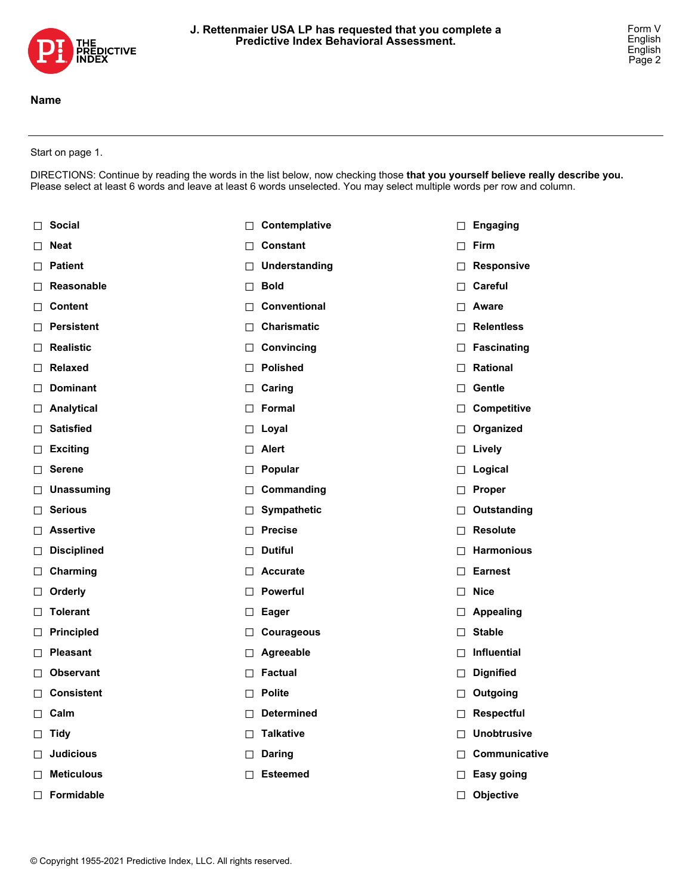J. Rettenmaier USA LP has requested that you complete a Predictive Index Behavioral Assessment.

Form V
English
English
Page 2

**Name**

Start on page 1.

DIRECTIONS: Continue by reading the words in the list below, now checking those **that you yourself believe really describe you.** Please select at least 6 words and leave at least 6 words unselected. You may select multiple words per row and column.

- ☐ Social
- ☐ Neat
- ☐ Patient
- ☐ Reasonable
- ☐ Content
- ☐ Persistent
- ☐ Realistic
- ☐ Relaxed
- ☐ Dominant
- ☐ Analytical
- ☐ Satisfied
- ☐ Exciting
- ☐ Serene
- ☐ Unassuming
- ☐ Serious
- ☐ Assertive
- ☐ Disciplined
- ☐ Charming
- ☐ Orderly
- ☐ Tolerant
- ☐ Principled
- ☐ Pleasant
- ☐ Observant
- ☐ Consistent
- ☐ Calm
- ☐ Tidy
- ☐ Judicious
- ☐ Meticulous
- ☐ Formidable
- ☐ Contemplative
- ☐ Constant
- ☐ Understanding
- ☐ Bold
- ☐ Conventional
- ☐ Charismatic
- ☐ Convincing
- ☐ Polished
- ☐ Caring
- ☐ Formal
- ☐ Loyal
- ☐ Alert
- ☐ Popular
- ☐ Commanding
- ☐ Sympathetic
- ☐ Precise
- ☐ Dutiful
- ☐ Accurate
- ☐ Powerful
- ☐ Eager
- ☐ Courageous
- ☐ Agreeable
- ☐ Factual
- ☐ Polite
- ☐ Determined
- ☐ Talkative
- ☐ Daring
- ☐ Esteemed
- ☐ Engaging
- ☐ Firm
- ☐ Responsive
- ☐ Careful
- ☐ Aware
- ☐ Relentless
- ☐ Fascinating
- ☐ Rational
- ☐ Gentle
- ☐ Competitive
- ☐ Organized
- ☐ Lively
- ☐ Logical
- ☐ Proper
- ☐ Outstanding
- ☐ Resolute
- ☐ Harmonious
- ☐ Earnest
- ☐ Nice
- ☐ Appealing
- ☐ Stable
- ☐ Influential
- ☐ Dignified
- ☐ Outgoing
- ☐ Respectful
- ☐ Unobtrusive
- ☐ Communicative
- ☐ Easy going
- ☐ Objective

© Copyright 1955-2021 Predictive Index, LLC. All rights reserved.